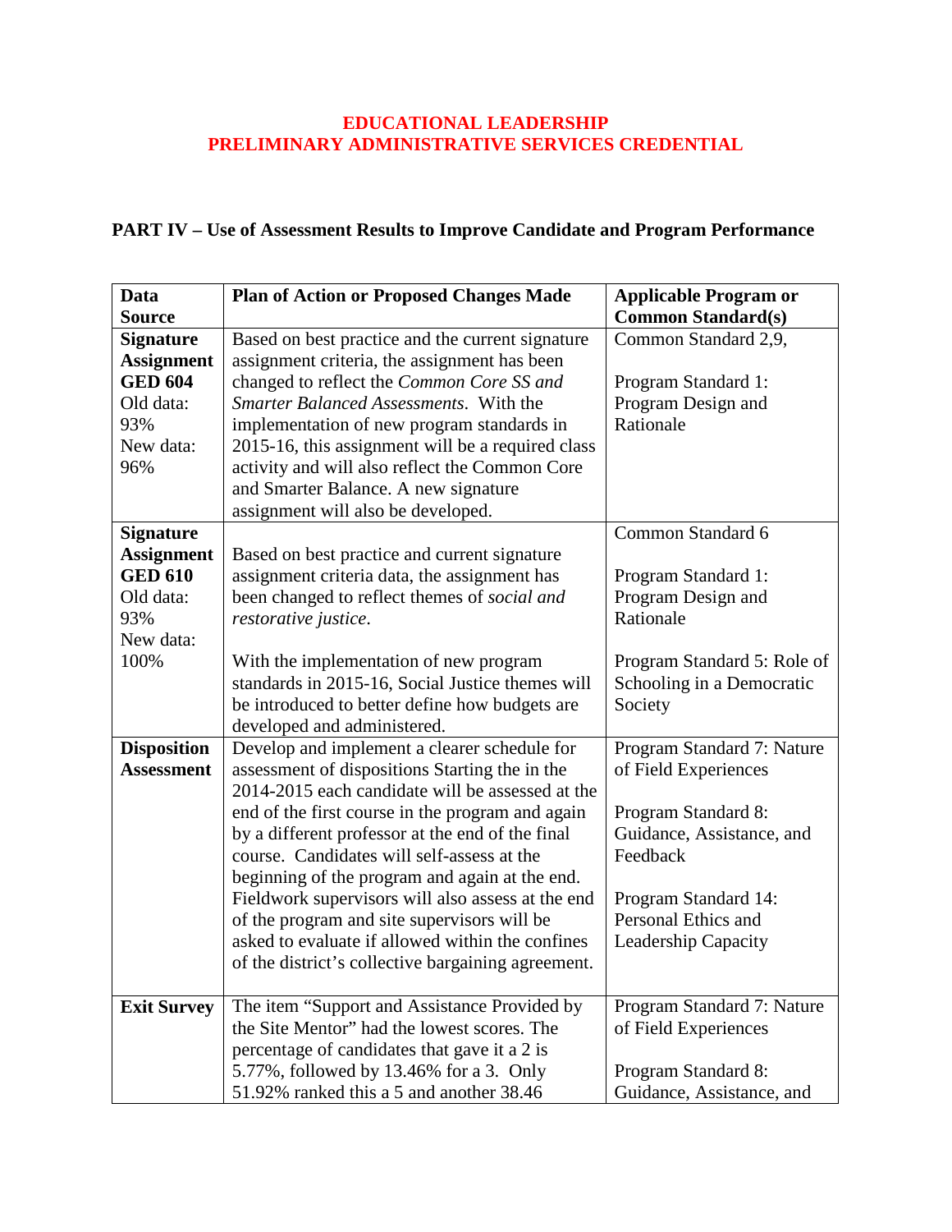# EDUCATIONAL LEADERSHIP
# PRELIMINARY ADMINISTRATIVE SERVICES CREDENTIAL

## PART IV – Use of Assessment Results to Improve Candidate and Program Performance

| Data Source | Plan of Action or Proposed Changes Made | Applicable Program or Common Standard(s) |
|---|---|---|
| **Signature Assignment GED 604** Old data: 93% New data: 96% | Based on best practice and the current signature assignment criteria, the assignment has been changed to reflect the *Common Core SS and Smarter Balanced Assessments*. With the implementation of new program standards in 2015-16, this assignment will be a required class activity and will also reflect the Common Core and Smarter Balance. A new signature assignment will also be developed. | Common Standard 2,9,<br><br>Program Standard 1: Program Design and Rationale |
| **Signature Assignment GED 610** Old data: 93% New data: 100% | Based on best practice and current signature assignment criteria data, the assignment has been changed to reflect themes of *social and restorative justice*.<br><br>With the implementation of new program standards in 2015-16, Social Justice themes will be introduced to better define how budgets are developed and administered. | Common Standard 6<br><br>Program Standard 1: Program Design and Rationale<br><br>Program Standard 5: Role of Schooling in a Democratic Society |
| **Disposition Assessment** | Develop and implement a clearer schedule for assessment of dispositions Starting the in the 2014-2015 each candidate will be assessed at the end of the first course in the program and again by a different professor at the end of the final course. Candidates will self-assess at the beginning of the program and again at the end. Fieldwork supervisors will also assess at the end of the program and site supervisors will be asked to evaluate if allowed within the confines of the district's collective bargaining agreement. | Program Standard 7: Nature of Field Experiences<br><br>Program Standard 8: Guidance, Assistance, and Feedback<br><br>Program Standard 14: Personal Ethics and Leadership Capacity |
| **Exit Survey** | The item "Support and Assistance Provided by the Site Mentor" had the lowest scores. The percentage of candidates that gave it a 2 is 5.77%, followed by 13.46% for a 3. Only 51.92% ranked this a 5 and another 38.46 | Program Standard 7: Nature of Field Experiences<br><br>Program Standard 8: Guidance, Assistance, and |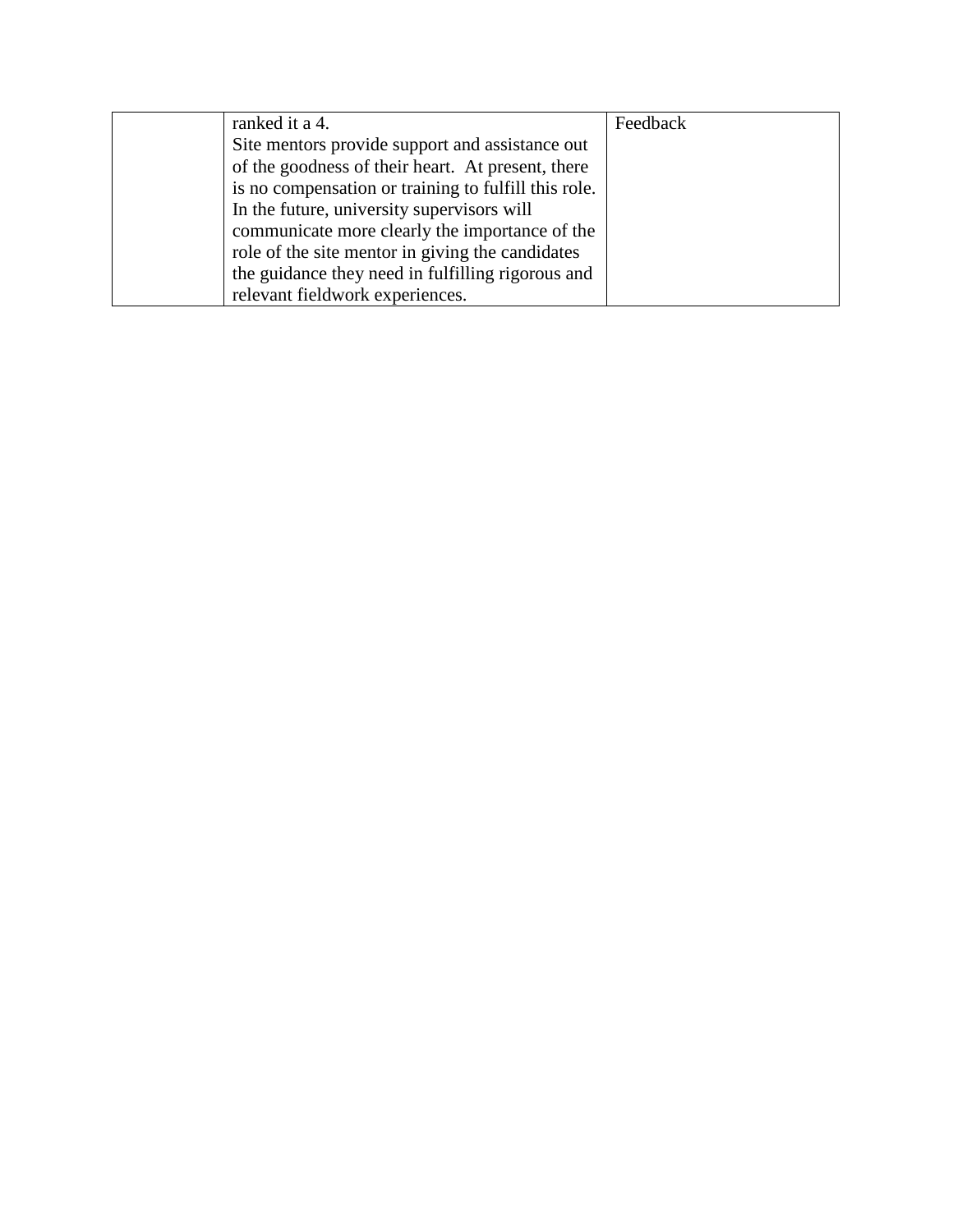| | | |
|---|---|---|
| | ranked it a 4.<br>Site mentors provide support and assistance out of the goodness of their heart. At present, there is no compensation or training to fulfill this role. In the future, university supervisors will communicate more clearly the importance of the role of the site mentor in giving the candidates the guidance they need in fulfilling rigorous and relevant fieldwork experiences. | Feedback |